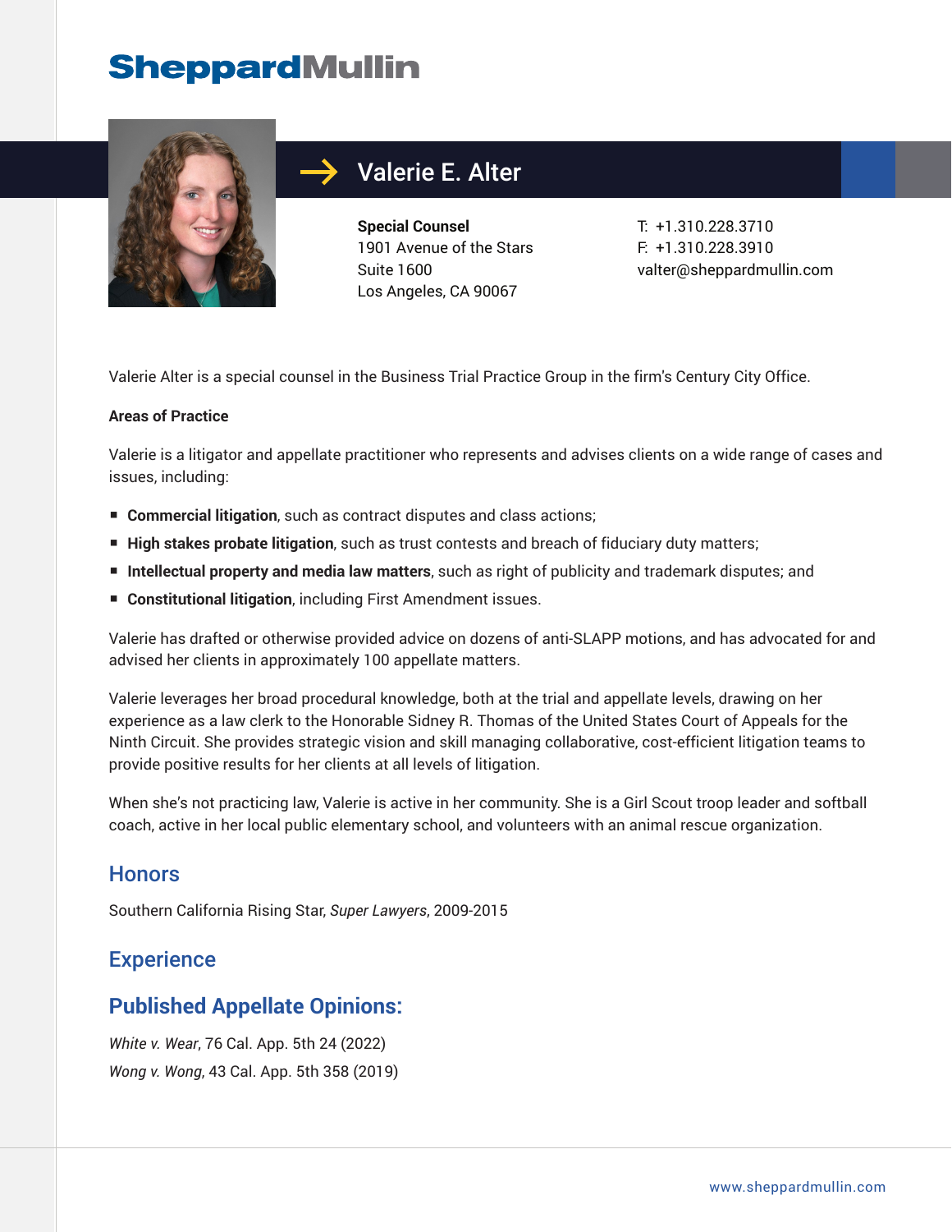# Valerie E. Alter

**Special Counsel**
1901 Avenue of the Stars
Suite 1600
Los Angeles, CA 90067

T: +1.310.228.3710
F: +1.310.228.3910
valter@sheppardmullin.com

Valerie Alter is a special counsel in the Business Trial Practice Group in the firm's Century City Office.

**Areas of Practice**

Valerie is a litigator and appellate practitioner who represents and advises clients on a wide range of cases and issues, including:

- **Commercial litigation**, such as contract disputes and class actions;
- **High stakes probate litigation**, such as trust contests and breach of fiduciary duty matters;
- **Intellectual property and media law matters**, such as right of publicity and trademark disputes; and
- **Constitutional litigation**, including First Amendment issues.

Valerie has drafted or otherwise provided advice on dozens of anti-SLAPP motions, and has advocated for and advised her clients in approximately 100 appellate matters.

Valerie leverages her broad procedural knowledge, both at the trial and appellate levels, drawing on her experience as a law clerk to the Honorable Sidney R. Thomas of the United States Court of Appeals for the Ninth Circuit. She provides strategic vision and skill managing collaborative, cost-efficient litigation teams to provide positive results for her clients at all levels of litigation.

When she's not practicing law, Valerie is active in her community. She is a Girl Scout troop leader and softball coach, active in her local public elementary school, and volunteers with an animal rescue organization.

## Honors

Southern California Rising Star, *Super Lawyers*, 2009-2015

## Experience

## Published Appellate Opinions:

*White v. Wear*, 76 Cal. App. 5th 24 (2022)
*Wong v. Wong*, 43 Cal. App. 5th 358 (2019)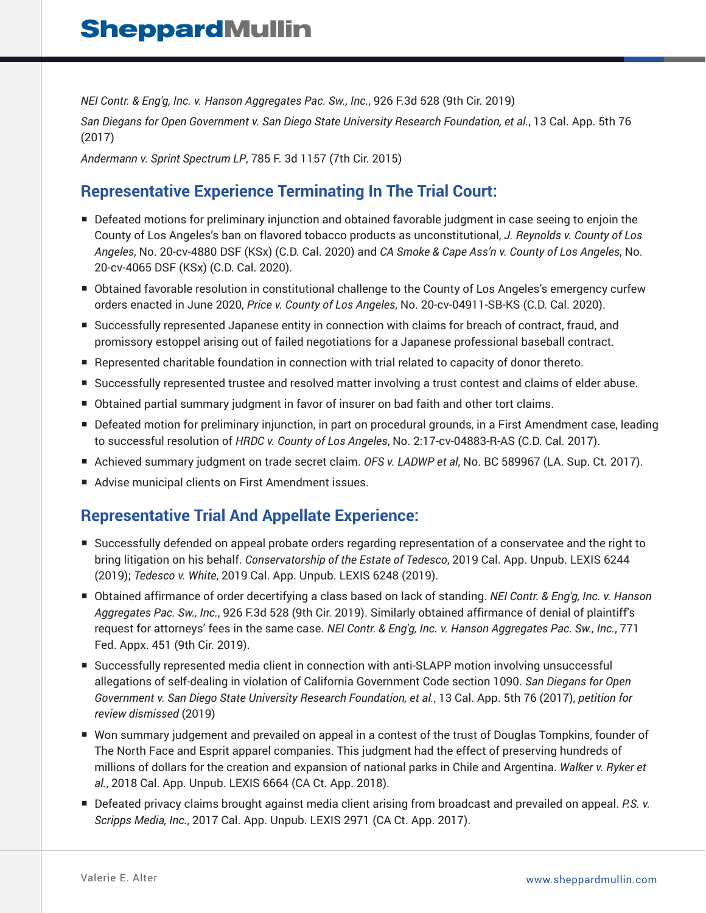*NEI Contr. & Eng'g, Inc. v. Hanson Aggregates Pac. Sw., Inc.*, 926 F.3d 528 (9th Cir. 2019)

*San Diegans for Open Government v. San Diego State University Research Foundation, et al.*, 13 Cal. App. 5th 76 (2017)

*Andermann v. Sprint Spectrum LP*, 785 F. 3d 1157 (7th Cir. 2015)

## Representative Experience Terminating In The Trial Court:

- Defeated motions for preliminary injunction and obtained favorable judgment in case seeing to enjoin the County of Los Angeles's ban on flavored tobacco products as unconstitutional, *J. Reynolds v. County of Los Angeles*, No. 20-cv-4880 DSF (KSx) (C.D. Cal. 2020) and *CA Smoke & Cape Ass'n v. County of Los Angeles*, No. 20-cv-4065 DSF (KSx) (C.D. Cal. 2020).
- Obtained favorable resolution in constitutional challenge to the County of Los Angeles's emergency curfew orders enacted in June 2020, *Price v. County of Los Angeles*, No. 20-cv-04911-SB-KS (C.D. Cal. 2020).
- Successfully represented Japanese entity in connection with claims for breach of contract, fraud, and promissory estoppel arising out of failed negotiations for a Japanese professional baseball contract.
- Represented charitable foundation in connection with trial related to capacity of donor thereto.
- Successfully represented trustee and resolved matter involving a trust contest and claims of elder abuse.
- Obtained partial summary judgment in favor of insurer on bad faith and other tort claims.
- Defeated motion for preliminary injunction, in part on procedural grounds, in a First Amendment case, leading to successful resolution of *HRDC v. County of Los Angeles*, No. 2:17-cv-04883-R-AS (C.D. Cal. 2017).
- Achieved summary judgment on trade secret claim. *OFS v. LADWP et al*, No. BC 589967 (LA. Sup. Ct. 2017).
- Advise municipal clients on First Amendment issues.

## Representative Trial And Appellate Experience:

- Successfully defended on appeal probate orders regarding representation of a conservatee and the right to bring litigation on his behalf. *Conservatorship of the Estate of Tedesco*, 2019 Cal. App. Unpub. LEXIS 6244 (2019); *Tedesco v. White*, 2019 Cal. App. Unpub. LEXIS 6248 (2019).
- Obtained affirmance of order decertifying a class based on lack of standing. *NEI Contr. & Eng'g, Inc. v. Hanson Aggregates Pac. Sw., Inc.*, 926 F.3d 528 (9th Cir. 2019). Similarly obtained affirmance of denial of plaintiff's request for attorneys' fees in the same case. *NEI Contr. & Eng'g, Inc. v. Hanson Aggregates Pac. Sw., Inc.*, 771 Fed. Appx. 451 (9th Cir. 2019).
- Successfully represented media client in connection with anti-SLAPP motion involving unsuccessful allegations of self-dealing in violation of California Government Code section 1090. *San Diegans for Open Government v. San Diego State University Research Foundation, et al.*, 13 Cal. App. 5th 76 (2017), *petition for review dismissed* (2019)
- Won summary judgement and prevailed on appeal in a contest of the trust of Douglas Tompkins, founder of The North Face and Esprit apparel companies. This judgment had the effect of preserving hundreds of millions of dollars for the creation and expansion of national parks in Chile and Argentina. *Walker v. Ryker et al.*, 2018 Cal. App. Unpub. LEXIS 6664 (CA Ct. App. 2018).
- Defeated privacy claims brought against media client arising from broadcast and prevailed on appeal. *P.S. v. Scripps Media, Inc.*, 2017 Cal. App. Unpub. LEXIS 2971 (CA Ct. App. 2017).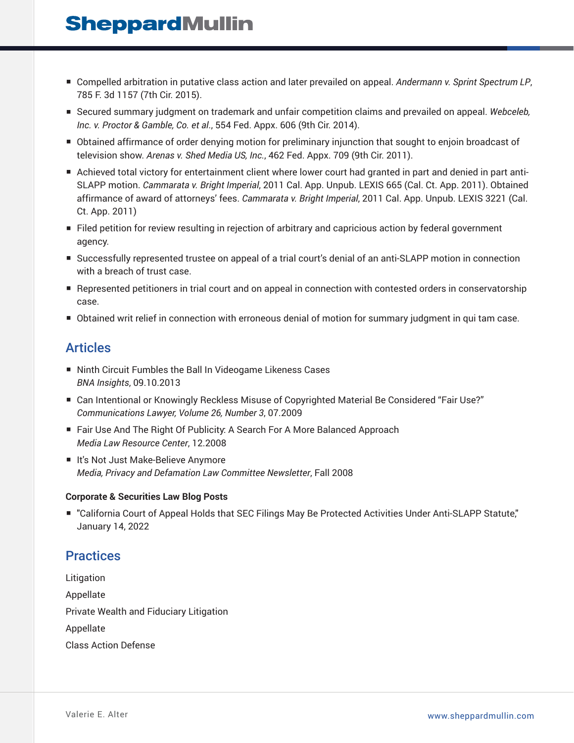- Compelled arbitration in putative class action and later prevailed on appeal. *Andermann v. Sprint Spectrum LP*, 785 F. 3d 1157 (7th Cir. 2015).
- Secured summary judgment on trademark and unfair competition claims and prevailed on appeal. *Webceleb, Inc. v. Proctor & Gamble, Co. et al.*, 554 Fed. Appx. 606 (9th Cir. 2014).
- Obtained affirmance of order denying motion for preliminary injunction that sought to enjoin broadcast of television show. *Arenas v. Shed Media US, Inc.*, 462 Fed. Appx. 709 (9th Cir. 2011).
- Achieved total victory for entertainment client where lower court had granted in part and denied in part anti-SLAPP motion. *Cammarata v. Bright Imperial*, 2011 Cal. App. Unpub. LEXIS 665 (Cal. Ct. App. 2011). Obtained affirmance of award of attorneys' fees. *Cammarata v. Bright Imperial*, 2011 Cal. App. Unpub. LEXIS 3221 (Cal. Ct. App. 2011)
- Filed petition for review resulting in rejection of arbitrary and capricious action by federal government agency.
- Successfully represented trustee on appeal of a trial court's denial of an anti-SLAPP motion in connection with a breach of trust case.
- Represented petitioners in trial court and on appeal in connection with contested orders in conservatorship case.
- Obtained writ relief in connection with erroneous denial of motion for summary judgment in qui tam case.

## Articles

- Ninth Circuit Fumbles the Ball In Videogame Likeness Cases
  *BNA Insights*, 09.10.2013
- Can Intentional or Knowingly Reckless Misuse of Copyrighted Material Be Considered "Fair Use?"
  *Communications Lawyer, Volume 26, Number 3*, 07.2009
- Fair Use And The Right Of Publicity: A Search For A More Balanced Approach
  *Media Law Resource Center*, 12.2008
- It's Not Just Make-Believe Anymore
  *Media, Privacy and Defamation Law Committee Newsletter*, Fall 2008

**Corporate & Securities Law Blog Posts**

- "California Court of Appeal Holds that SEC Filings May Be Protected Activities Under Anti-SLAPP Statute," January 14, 2022

## Practices

Litigation

Appellate

Private Wealth and Fiduciary Litigation

Appellate

Class Action Defense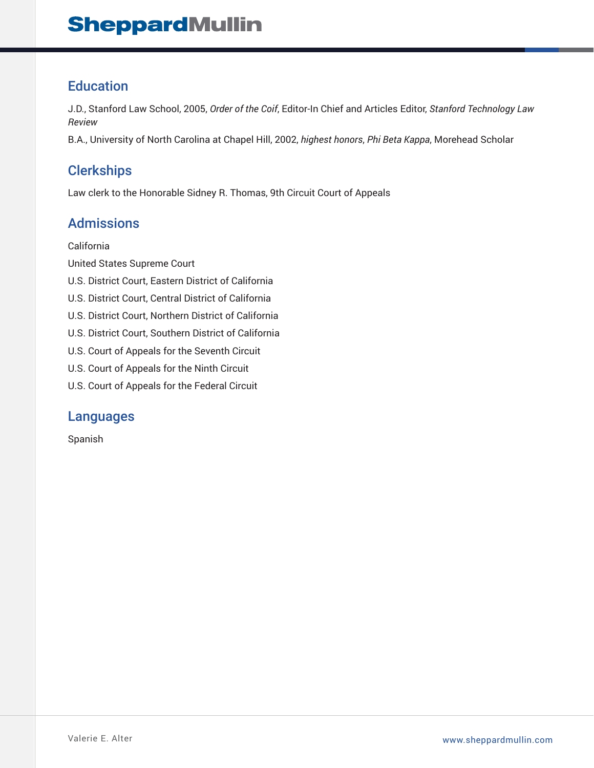## Education

J.D., Stanford Law School, 2005, *Order of the Coif*, Editor-In Chief and Articles Editor, *Stanford Technology Law Review*

B.A., University of North Carolina at Chapel Hill, 2002, *highest honors*, *Phi Beta Kappa*, Morehead Scholar

## Clerkships

Law clerk to the Honorable Sidney R. Thomas, 9th Circuit Court of Appeals

## Admissions

California

United States Supreme Court

U.S. District Court, Eastern District of California

U.S. District Court, Central District of California

U.S. District Court, Northern District of California

U.S. District Court, Southern District of California

U.S. Court of Appeals for the Seventh Circuit

U.S. Court of Appeals for the Ninth Circuit

U.S. Court of Appeals for the Federal Circuit

## Languages

Spanish